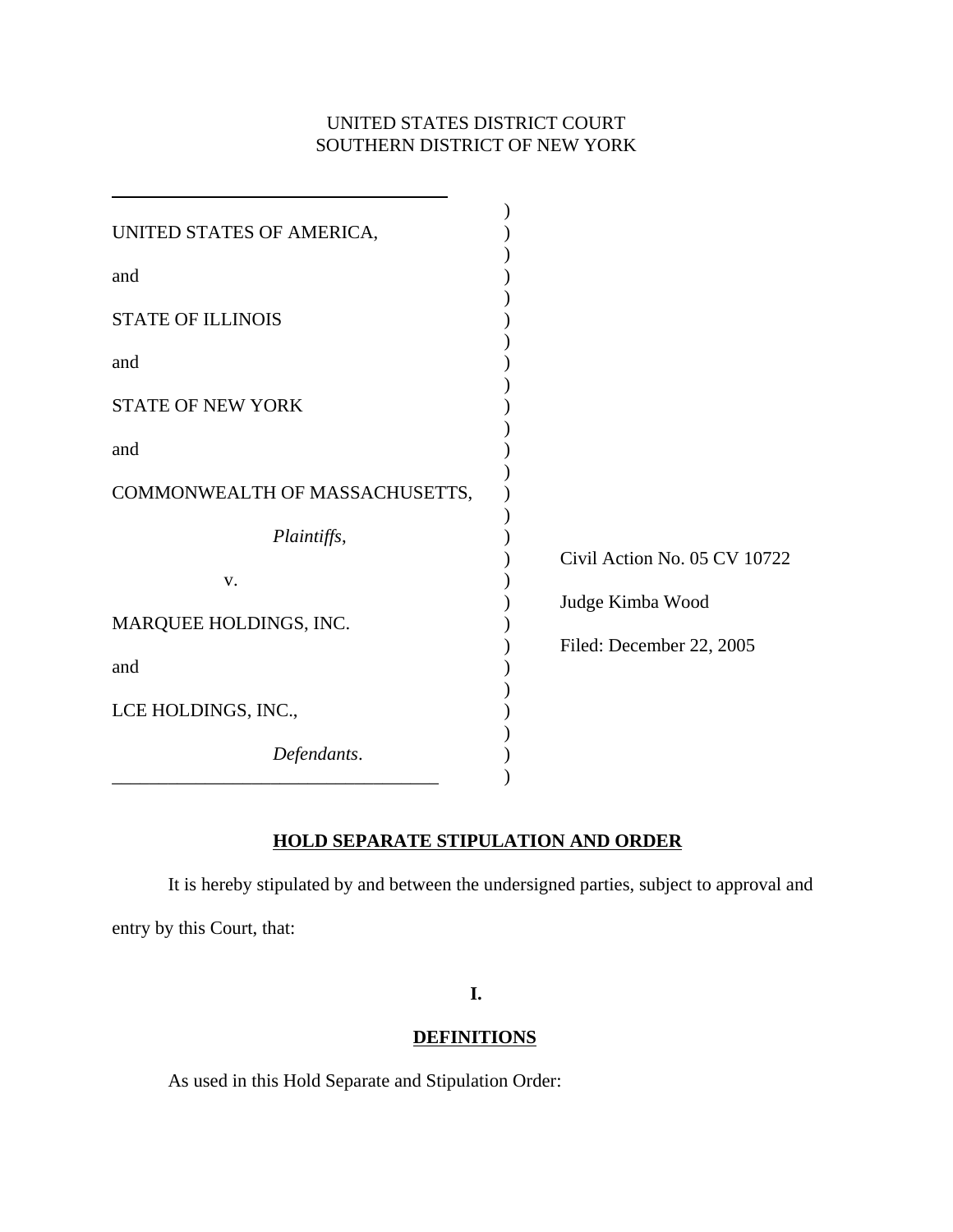UNITED STATES DISTRICT COURT
SOUTHERN DISTRICT OF NEW YORK

UNITED STATES OF AMERICA,

and

STATE OF ILLINOIS

and

STATE OF NEW YORK

and

COMMONWEALTH OF MASSACHUSETTS,

*Plaintiffs*,

v.

MARQUEE HOLDINGS, INC.

and

LCE HOLDINGS, INC.,

*Defendants*.

Civil Action No. 05 CV 10722

Judge Kimba Wood

Filed: December 22, 2005

**HOLD SEPARATE STIPULATION AND ORDER**

It is hereby stipulated by and between the undersigned parties, subject to approval and entry by this Court, that:

**I.**

**DEFINITIONS**

As used in this Hold Separate and Stipulation Order: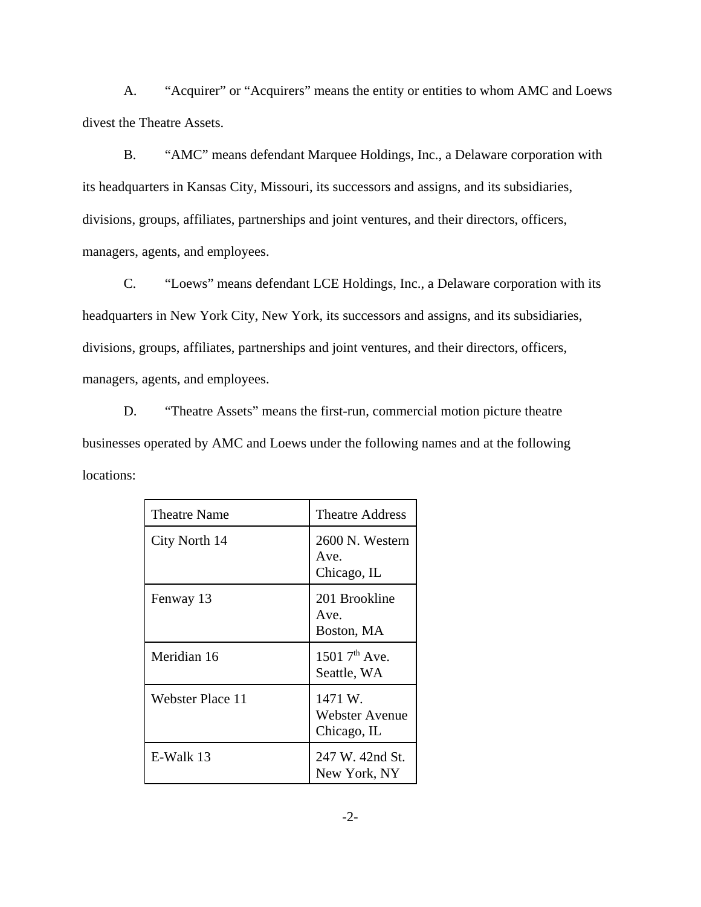A. “Acquirer” or “Acquirers” means the entity or entities to whom AMC and Loews divest the Theatre Assets.

B. “AMC” means defendant Marquee Holdings, Inc., a Delaware corporation with its headquarters in Kansas City, Missouri, its successors and assigns, and its subsidiaries, divisions, groups, affiliates, partnerships and joint ventures, and their directors, officers, managers, agents, and employees.

C. “Loews” means defendant LCE Holdings, Inc., a Delaware corporation with its headquarters in New York City, New York, its successors and assigns, and its subsidiaries, divisions, groups, affiliates, partnerships and joint ventures, and their directors, officers, managers, agents, and employees.

D. “Theatre Assets” means the first-run, commercial motion picture theatre businesses operated by AMC and Loews under the following names and at the following locations:

| Theatre Name | Theatre Address |
|---|---|
| City North 14 | 2600 N. Western Ave. Chicago, IL |
| Fenway 13 | 201 Brookline Ave. Boston, MA |
| Meridian 16 | 1501 7th Ave. Seattle, WA |
| Webster Place 11 | 1471 W. Webster Avenue Chicago, IL |
| E-Walk 13 | 247 W. 42nd St. New York, NY |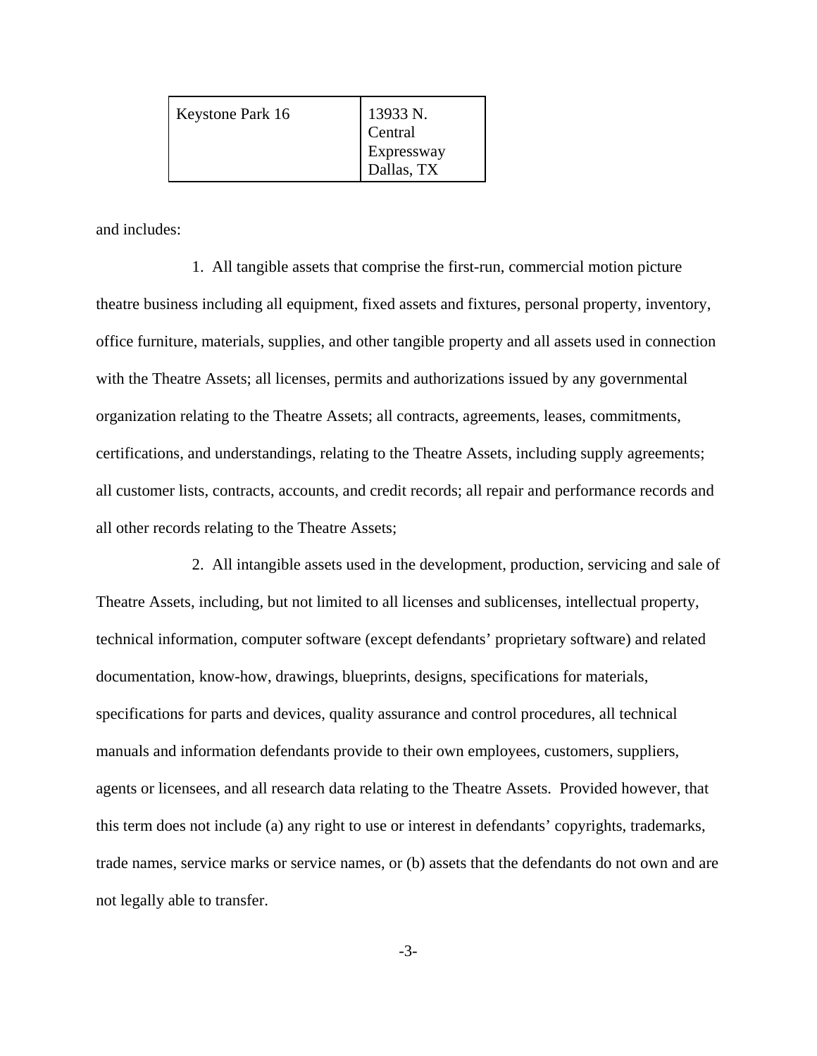| Keystone Park 16 | 13933 N. Central Expressway Dallas, TX |
|---|---|

and includes:

1. All tangible assets that comprise the first-run, commercial motion picture theatre business including all equipment, fixed assets and fixtures, personal property, inventory, office furniture, materials, supplies, and other tangible property and all assets used in connection with the Theatre Assets; all licenses, permits and authorizations issued by any governmental organization relating to the Theatre Assets; all contracts, agreements, leases, commitments, certifications, and understandings, relating to the Theatre Assets, including supply agreements; all customer lists, contracts, accounts, and credit records; all repair and performance records and all other records relating to the Theatre Assets;

2. All intangible assets used in the development, production, servicing and sale of Theatre Assets, including, but not limited to all licenses and sublicenses, intellectual property, technical information, computer software (except defendants' proprietary software) and related documentation, know-how, drawings, blueprints, designs, specifications for materials, specifications for parts and devices, quality assurance and control procedures, all technical manuals and information defendants provide to their own employees, customers, suppliers, agents or licensees, and all research data relating to the Theatre Assets. Provided however, that this term does not include (a) any right to use or interest in defendants' copyrights, trademarks, trade names, service marks or service names, or (b) assets that the defendants do not own and are not legally able to transfer.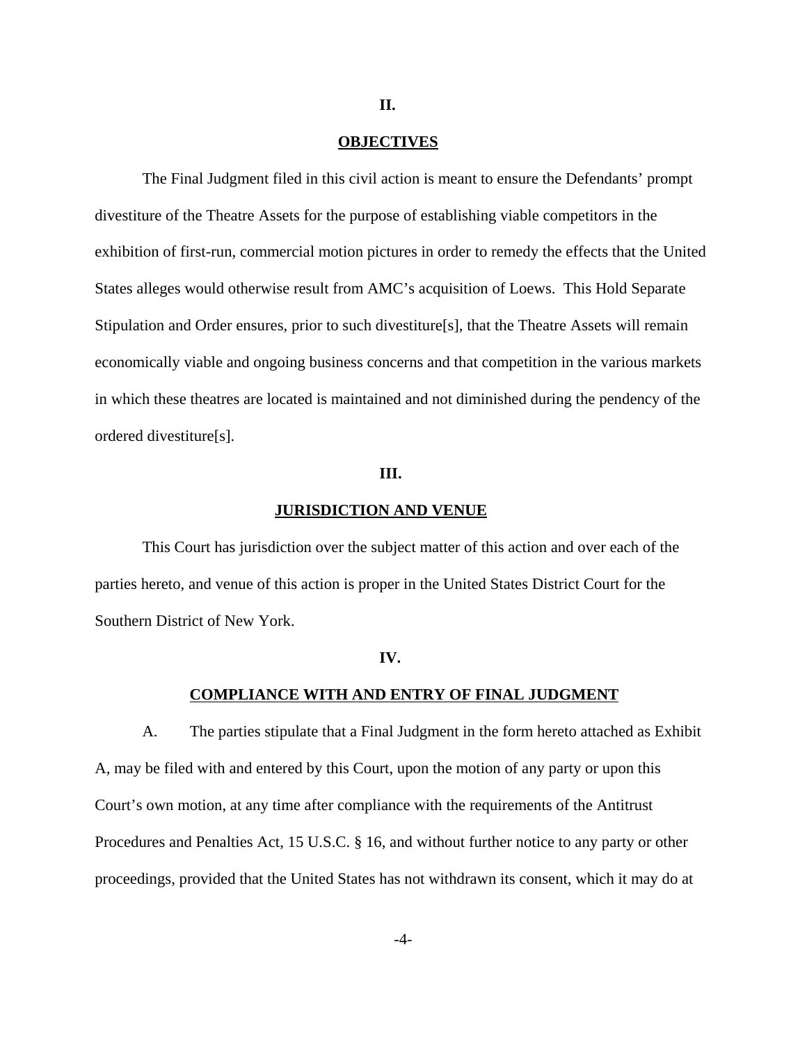## II.

## OBJECTIVES

The Final Judgment filed in this civil action is meant to ensure the Defendants' prompt divestiture of the Theatre Assets for the purpose of establishing viable competitors in the exhibition of first-run, commercial motion pictures in order to remedy the effects that the United States alleges would otherwise result from AMC's acquisition of Loews. This Hold Separate Stipulation and Order ensures, prior to such divestiture[s], that the Theatre Assets will remain economically viable and ongoing business concerns and that competition in the various markets in which these theatres are located is maintained and not diminished during the pendency of the ordered divestiture[s].

## III.

## JURISDICTION AND VENUE

This Court has jurisdiction over the subject matter of this action and over each of the parties hereto, and venue of this action is proper in the United States District Court for the Southern District of New York.

## IV.

## COMPLIANCE WITH AND ENTRY OF FINAL JUDGMENT

A. The parties stipulate that a Final Judgment in the form hereto attached as Exhibit A, may be filed with and entered by this Court, upon the motion of any party or upon this Court's own motion, at any time after compliance with the requirements of the Antitrust Procedures and Penalties Act, 15 U.S.C. § 16, and without further notice to any party or other proceedings, provided that the United States has not withdrawn its consent, which it may do at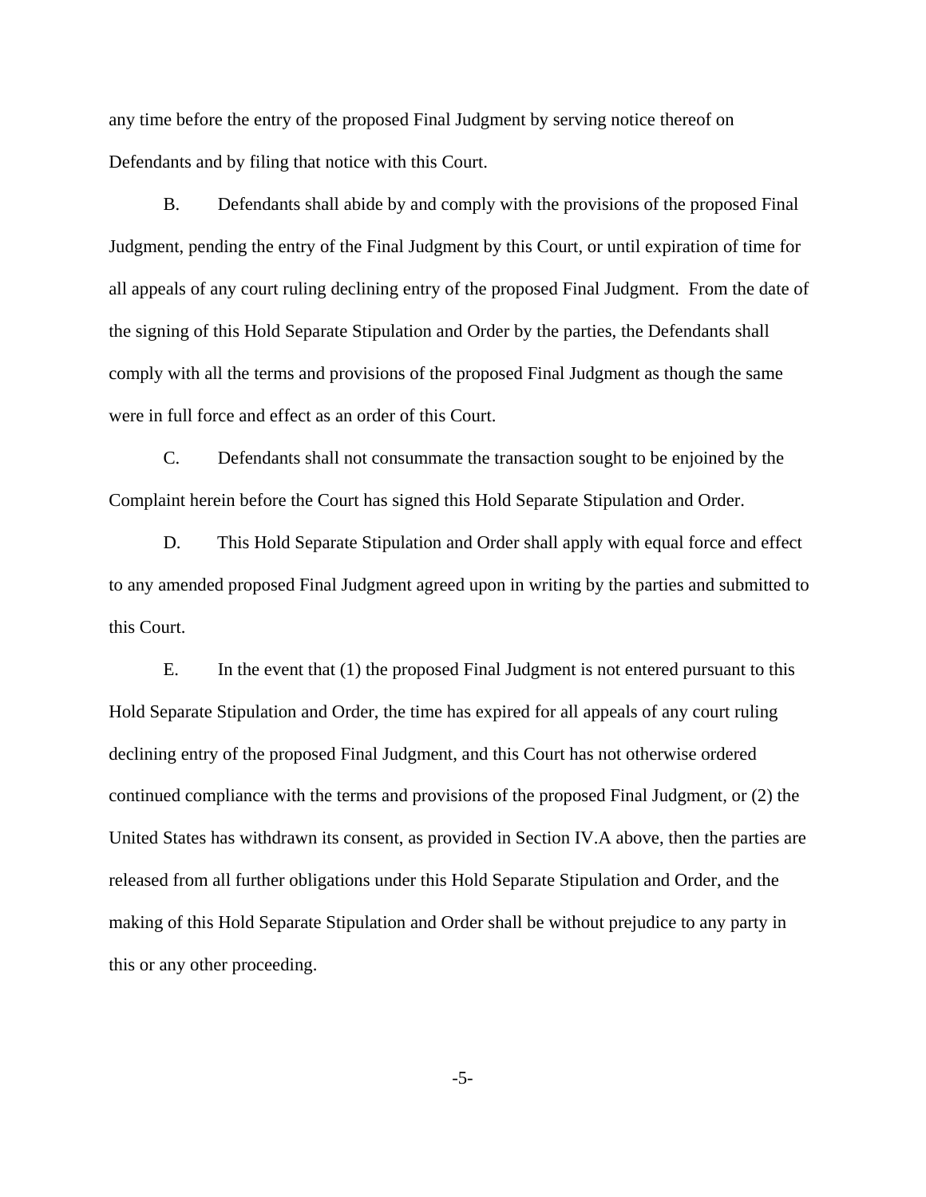any time before the entry of the proposed Final Judgment by serving notice thereof on Defendants and by filing that notice with this Court.

B. Defendants shall abide by and comply with the provisions of the proposed Final Judgment, pending the entry of the Final Judgment by this Court, or until expiration of time for all appeals of any court ruling declining entry of the proposed Final Judgment. From the date of the signing of this Hold Separate Stipulation and Order by the parties, the Defendants shall comply with all the terms and provisions of the proposed Final Judgment as though the same were in full force and effect as an order of this Court.

C. Defendants shall not consummate the transaction sought to be enjoined by the Complaint herein before the Court has signed this Hold Separate Stipulation and Order.

D. This Hold Separate Stipulation and Order shall apply with equal force and effect to any amended proposed Final Judgment agreed upon in writing by the parties and submitted to this Court.

E. In the event that (1) the proposed Final Judgment is not entered pursuant to this Hold Separate Stipulation and Order, the time has expired for all appeals of any court ruling declining entry of the proposed Final Judgment, and this Court has not otherwise ordered continued compliance with the terms and provisions of the proposed Final Judgment, or (2) the United States has withdrawn its consent, as provided in Section IV.A above, then the parties are released from all further obligations under this Hold Separate Stipulation and Order, and the making of this Hold Separate Stipulation and Order shall be without prejudice to any party in this or any other proceeding.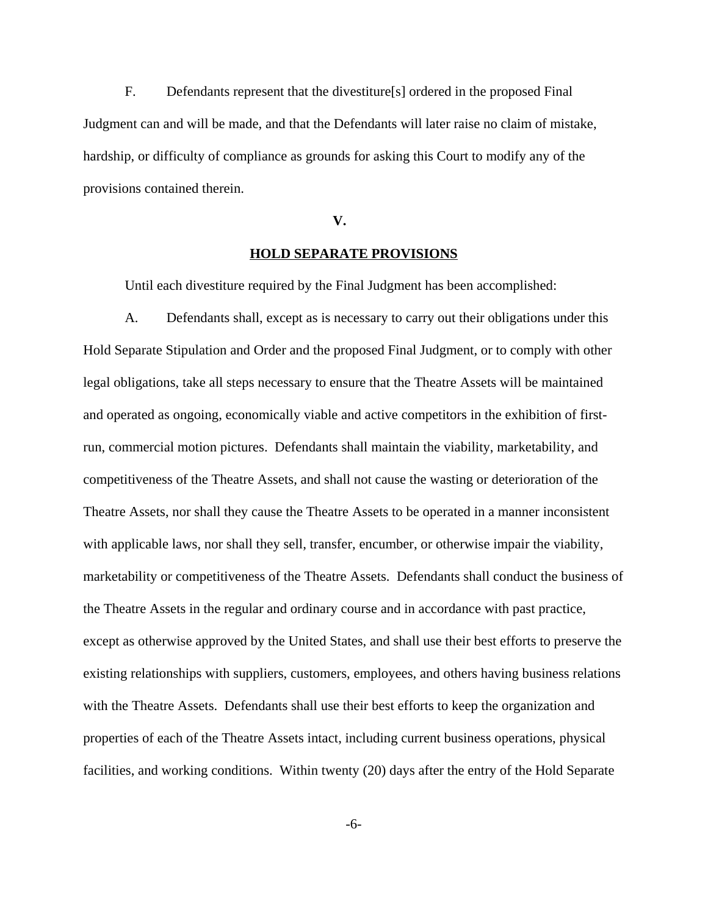F. Defendants represent that the divestiture[s] ordered in the proposed Final Judgment can and will be made, and that the Defendants will later raise no claim of mistake, hardship, or difficulty of compliance as grounds for asking this Court to modify any of the provisions contained therein.

## V.

## HOLD SEPARATE PROVISIONS

Until each divestiture required by the Final Judgment has been accomplished:

A. Defendants shall, except as is necessary to carry out their obligations under this Hold Separate Stipulation and Order and the proposed Final Judgment, or to comply with other legal obligations, take all steps necessary to ensure that the Theatre Assets will be maintained and operated as ongoing, economically viable and active competitors in the exhibition of first-run, commercial motion pictures. Defendants shall maintain the viability, marketability, and competitiveness of the Theatre Assets, and shall not cause the wasting or deterioration of the Theatre Assets, nor shall they cause the Theatre Assets to be operated in a manner inconsistent with applicable laws, nor shall they sell, transfer, encumber, or otherwise impair the viability, marketability or competitiveness of the Theatre Assets. Defendants shall conduct the business of the Theatre Assets in the regular and ordinary course and in accordance with past practice, except as otherwise approved by the United States, and shall use their best efforts to preserve the existing relationships with suppliers, customers, employees, and others having business relations with the Theatre Assets. Defendants shall use their best efforts to keep the organization and properties of each of the Theatre Assets intact, including current business operations, physical facilities, and working conditions. Within twenty (20) days after the entry of the Hold Separate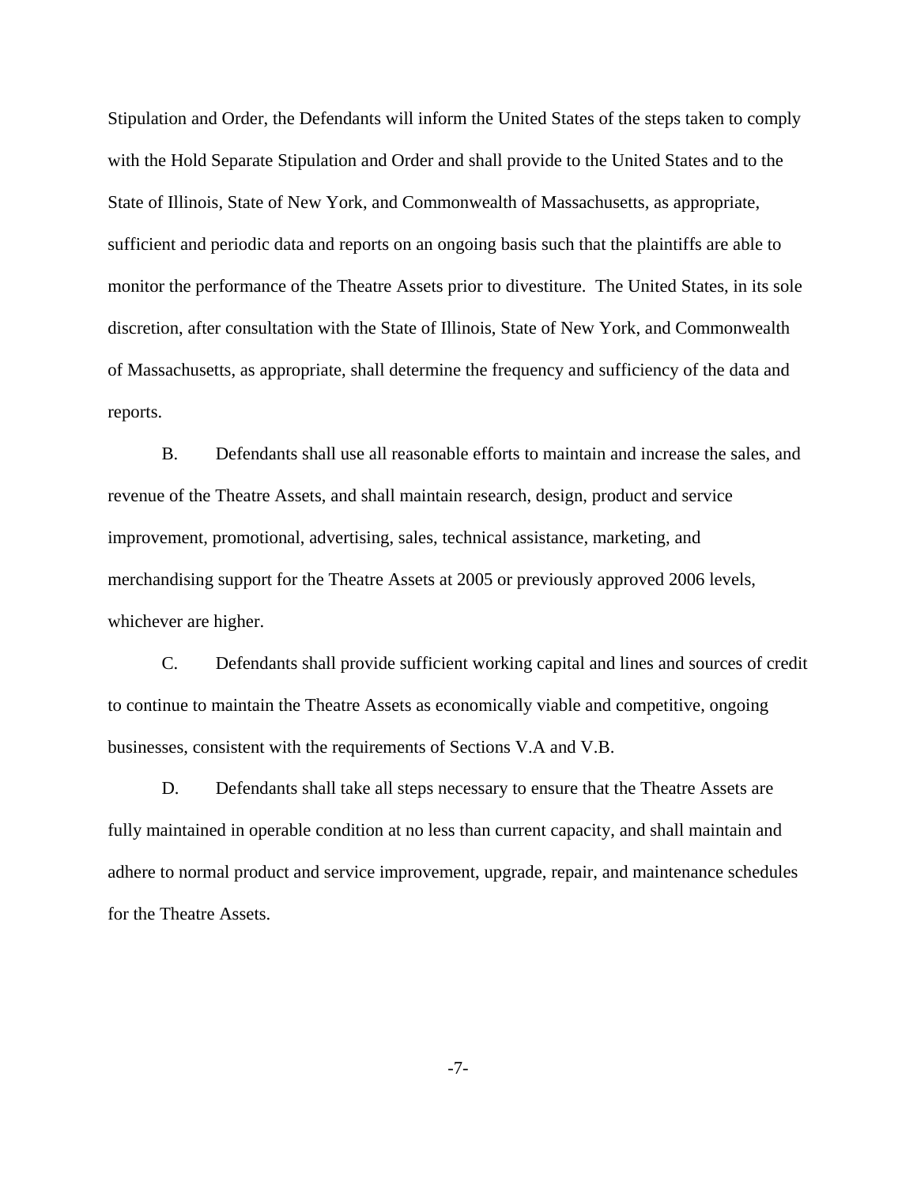Stipulation and Order, the Defendants will inform the United States of the steps taken to comply with the Hold Separate Stipulation and Order and shall provide to the United States and to the State of Illinois, State of New York, and Commonwealth of Massachusetts, as appropriate, sufficient and periodic data and reports on an ongoing basis such that the plaintiffs are able to monitor the performance of the Theatre Assets prior to divestiture. The United States, in its sole discretion, after consultation with the State of Illinois, State of New York, and Commonwealth of Massachusetts, as appropriate, shall determine the frequency and sufficiency of the data and reports.

B. Defendants shall use all reasonable efforts to maintain and increase the sales, and revenue of the Theatre Assets, and shall maintain research, design, product and service improvement, promotional, advertising, sales, technical assistance, marketing, and merchandising support for the Theatre Assets at 2005 or previously approved 2006 levels, whichever are higher.

C. Defendants shall provide sufficient working capital and lines and sources of credit to continue to maintain the Theatre Assets as economically viable and competitive, ongoing businesses, consistent with the requirements of Sections V.A and V.B.

D. Defendants shall take all steps necessary to ensure that the Theatre Assets are fully maintained in operable condition at no less than current capacity, and shall maintain and adhere to normal product and service improvement, upgrade, repair, and maintenance schedules for the Theatre Assets.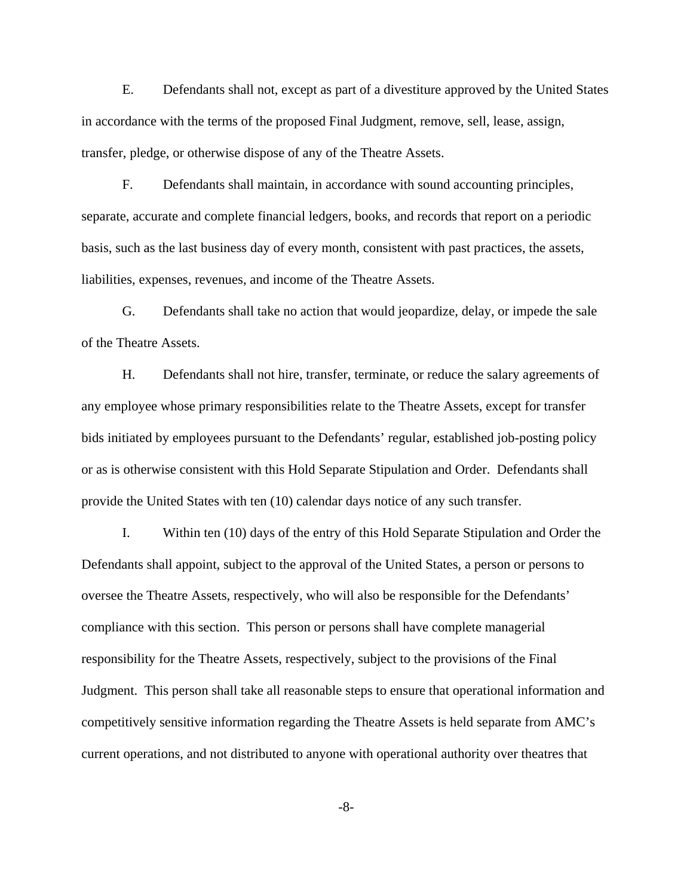E. Defendants shall not, except as part of a divestiture approved by the United States in accordance with the terms of the proposed Final Judgment, remove, sell, lease, assign, transfer, pledge, or otherwise dispose of any of the Theatre Assets.

F. Defendants shall maintain, in accordance with sound accounting principles, separate, accurate and complete financial ledgers, books, and records that report on a periodic basis, such as the last business day of every month, consistent with past practices, the assets, liabilities, expenses, revenues, and income of the Theatre Assets.

G. Defendants shall take no action that would jeopardize, delay, or impede the sale of the Theatre Assets.

H. Defendants shall not hire, transfer, terminate, or reduce the salary agreements of any employee whose primary responsibilities relate to the Theatre Assets, except for transfer bids initiated by employees pursuant to the Defendants' regular, established job-posting policy or as is otherwise consistent with this Hold Separate Stipulation and Order. Defendants shall provide the United States with ten (10) calendar days notice of any such transfer.

I. Within ten (10) days of the entry of this Hold Separate Stipulation and Order the Defendants shall appoint, subject to the approval of the United States, a person or persons to oversee the Theatre Assets, respectively, who will also be responsible for the Defendants' compliance with this section. This person or persons shall have complete managerial responsibility for the Theatre Assets, respectively, subject to the provisions of the Final Judgment. This person shall take all reasonable steps to ensure that operational information and competitively sensitive information regarding the Theatre Assets is held separate from AMC's current operations, and not distributed to anyone with operational authority over theatres that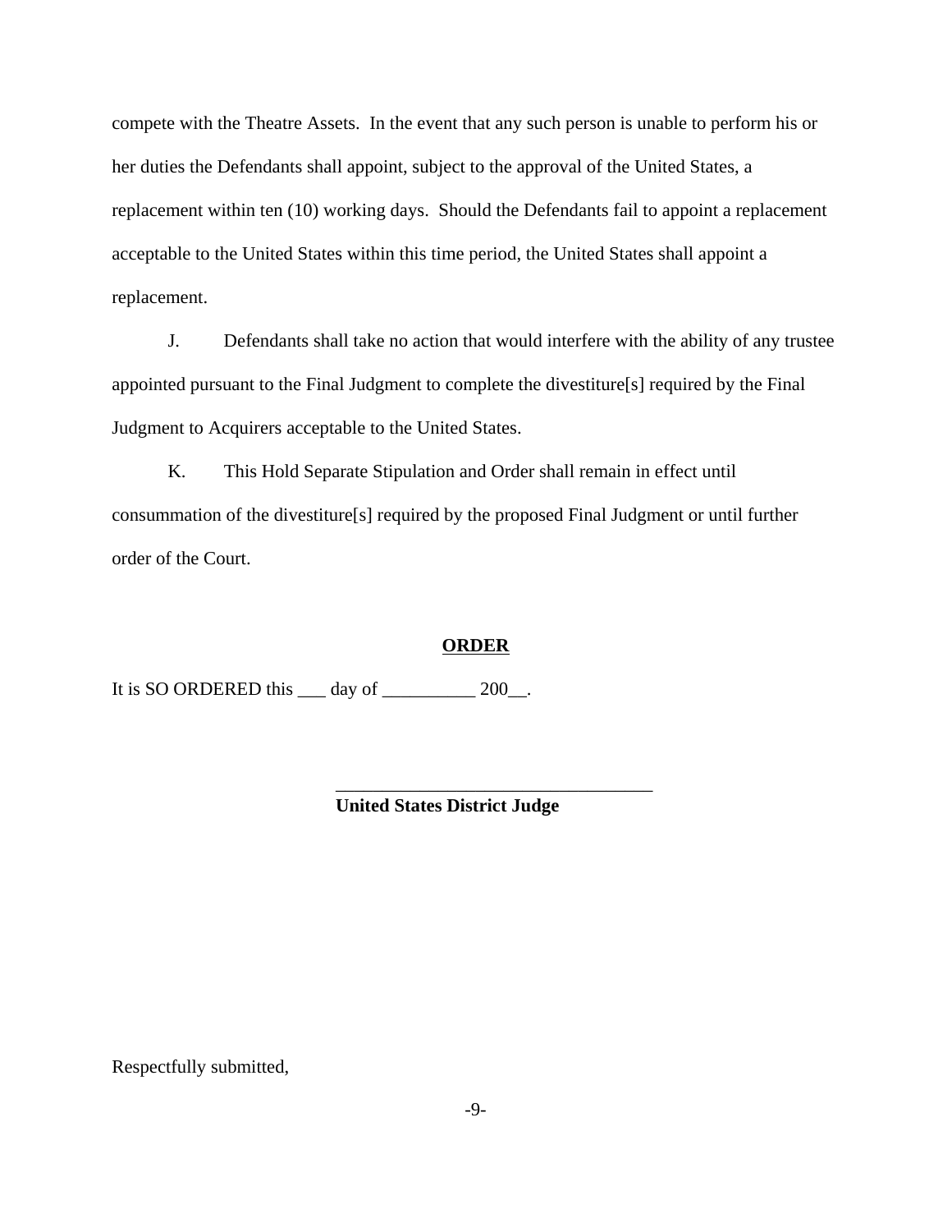compete with the Theatre Assets. In the event that any such person is unable to perform his or her duties the Defendants shall appoint, subject to the approval of the United States, a replacement within ten (10) working days. Should the Defendants fail to appoint a replacement acceptable to the United States within this time period, the United States shall appoint a replacement.

J. Defendants shall take no action that would interfere with the ability of any trustee appointed pursuant to the Final Judgment to complete the divestiture[s] required by the Final Judgment to Acquirers acceptable to the United States.

K. This Hold Separate Stipulation and Order shall remain in effect until consummation of the divestiture[s] required by the proposed Final Judgment or until further order of the Court.

**ORDER**

It is SO ORDERED this ___ day of __________ 200__.

___________________________________
**United States District Judge**

Respectfully submitted,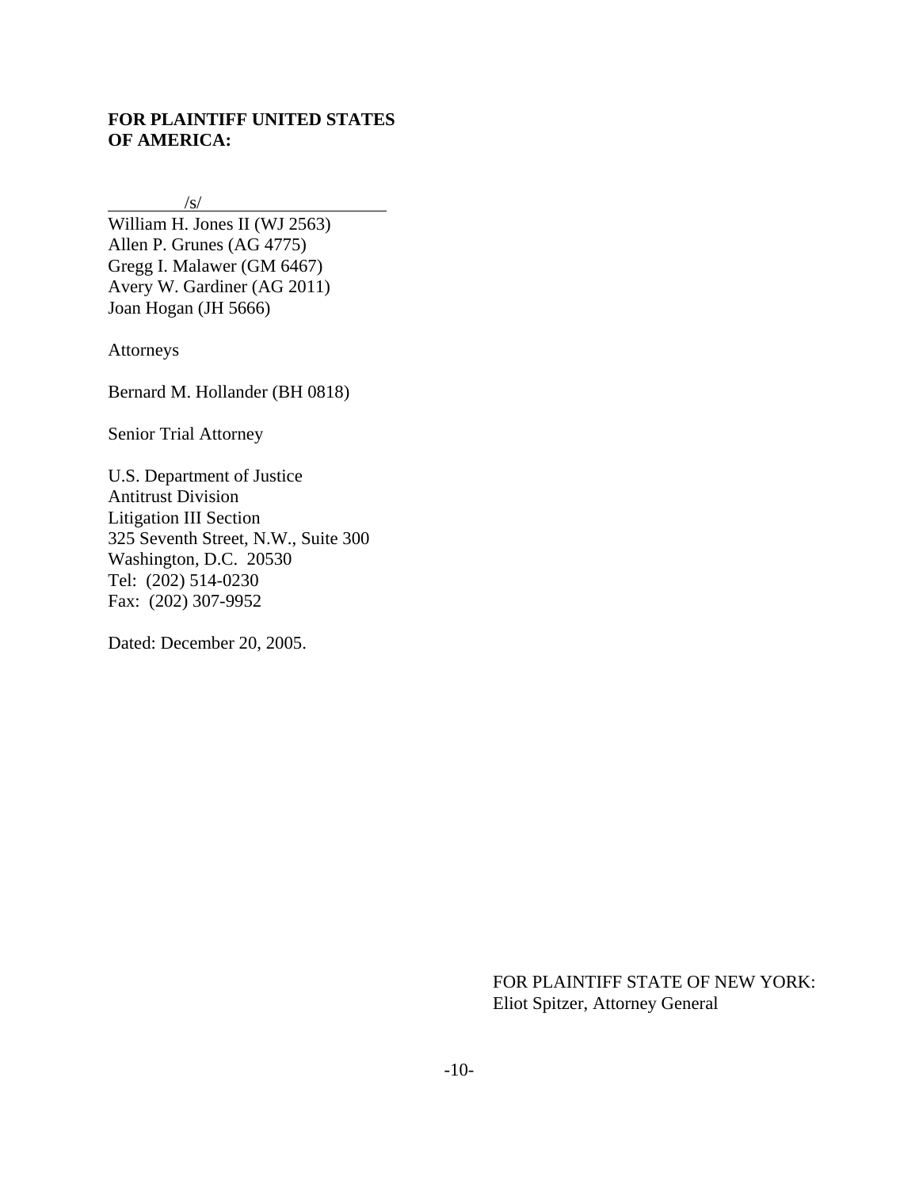**FOR PLAINTIFF UNITED STATES OF AMERICA:**

/s/

William H. Jones II (WJ 2563)
Allen P. Grunes (AG 4775)
Gregg I. Malawer (GM 6467)
Avery W. Gardiner (AG 2011)
Joan Hogan (JH 5666)

Attorneys

Bernard M. Hollander (BH 0818)

Senior Trial Attorney

U.S. Department of Justice
Antitrust Division
Litigation III Section
325 Seventh Street, N.W., Suite 300
Washington, D.C. 20530
Tel: (202) 514-0230
Fax: (202) 307-9952

Dated: December 20, 2005.

FOR PLAINTIFF STATE OF NEW YORK:
Eliot Spitzer, Attorney General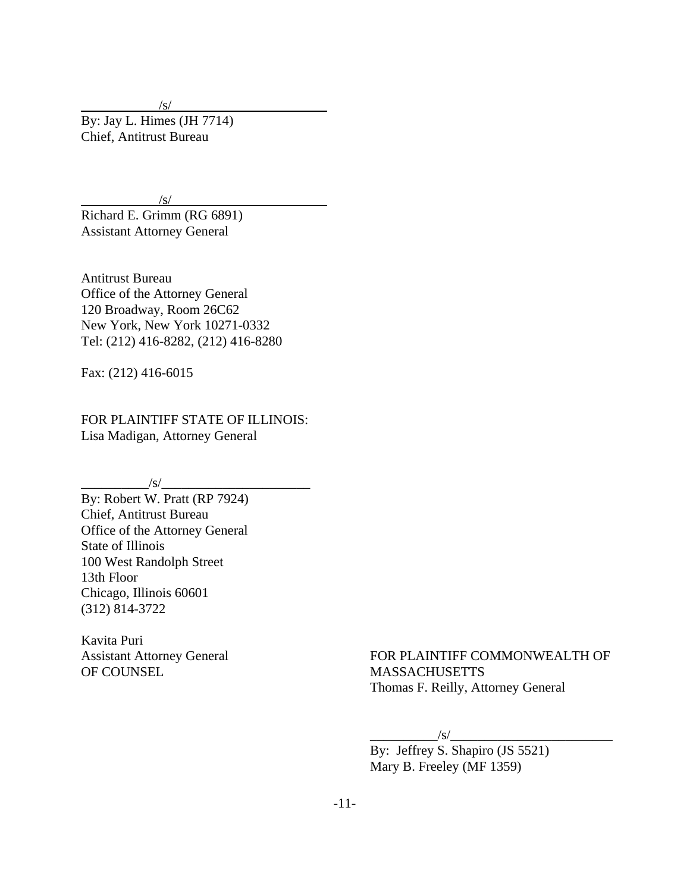/s/

By: Jay L. Himes (JH 7714)
Chief, Antitrust Bureau

/s/

Richard E. Grimm (RG 6891)
Assistant Attorney General

Antitrust Bureau
Office of the Attorney General
120 Broadway, Room 26C62
New York, New York 10271-0332
Tel: (212) 416-8282, (212) 416-8280

Fax: (212) 416-6015

FOR PLAINTIFF STATE OF ILLINOIS:
Lisa Madigan, Attorney General

__________/s/______________________

By: Robert W. Pratt (RP 7924)
Chief, Antitrust Bureau
Office of the Attorney General
State of Illinois
100 West Randolph Street
13th Floor
Chicago, Illinois 60601
(312) 814-3722

Kavita Puri
Assistant Attorney General
OF COUNSEL

FOR PLAINTIFF COMMONWEALTH OF MASSACHUSETTS
Thomas F. Reilly, Attorney General

__________/s/________________________

By: Jeffrey S. Shapiro (JS 5521)
Mary B. Freeley (MF 1359)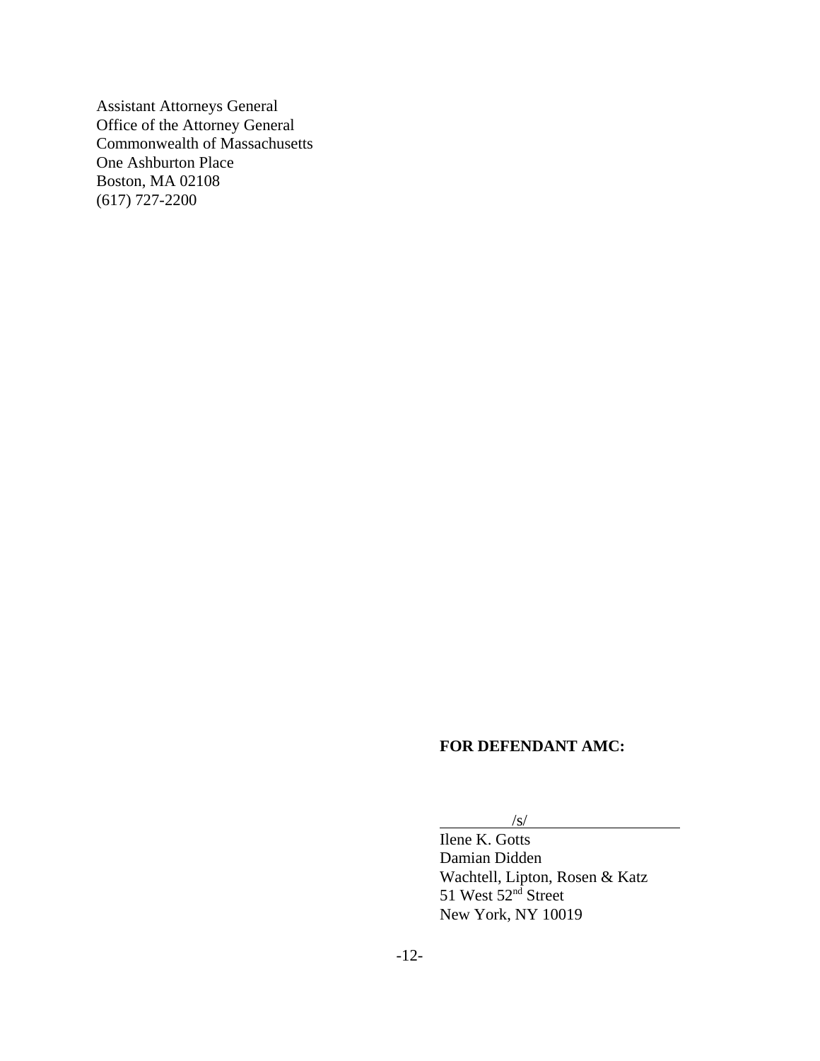Assistant Attorneys General
Office of the Attorney General
Commonwealth of Massachusetts
One Ashburton Place
Boston, MA 02108
(617) 727-2200

**FOR DEFENDANT AMC:**

/s/

Ilene K. Gotts
Damian Didden
Wachtell, Lipton, Rosen & Katz
51 West 52nd Street
New York, NY 10019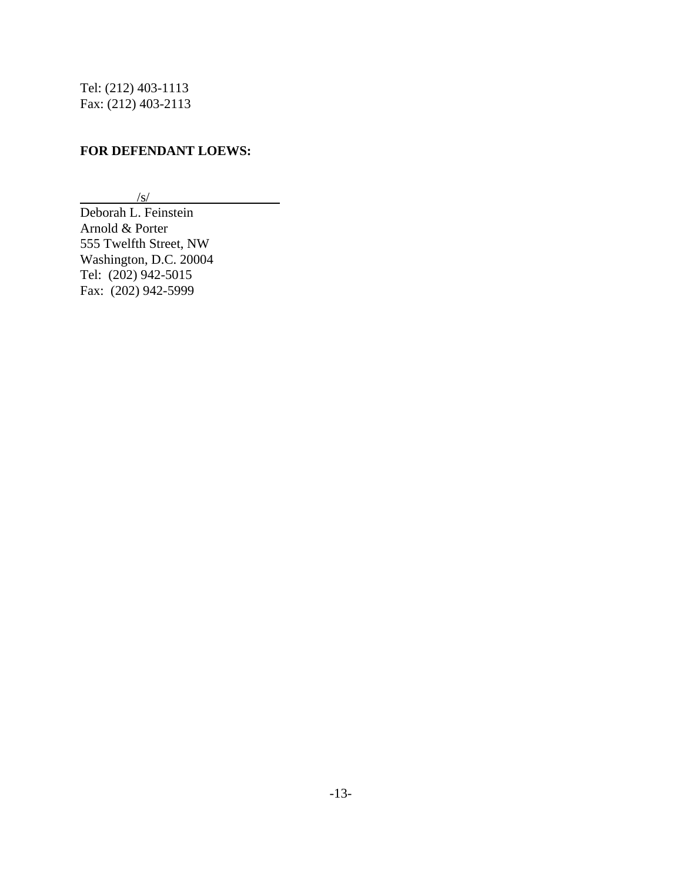Tel: (212) 403-1113
Fax: (212) 403-2113

**FOR DEFENDANT LOEWS:**

/s/

Deborah L. Feinstein
Arnold & Porter
555 Twelfth Street, NW
Washington, D.C. 20004
Tel: (202) 942-5015
Fax: (202) 942-5999